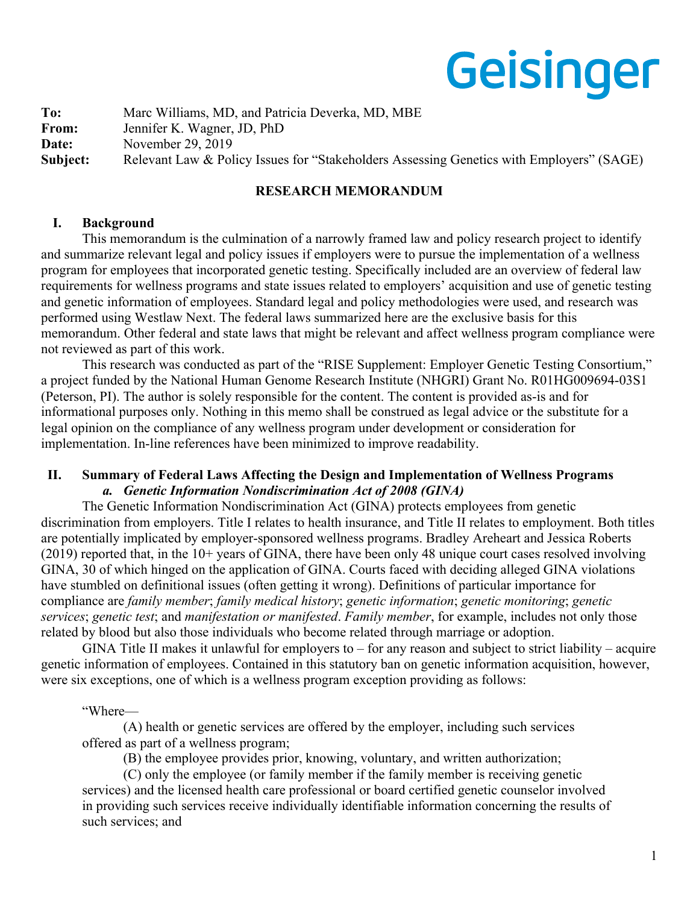Geisinger

**To:** Marc Williams, MD, and Patricia Deverka, MD, MBE
**From:** Jennifer K. Wagner, JD, PhD
**Date:** November 29, 2019
**Subject:** Relevant Law & Policy Issues for "Stakeholders Assessing Genetics with Employers" (SAGE)

**RESEARCH MEMORANDUM**

## I. Background

This memorandum is the culmination of a narrowly framed law and policy research project to identify and summarize relevant legal and policy issues if employers were to pursue the implementation of a wellness program for employees that incorporated genetic testing. Specifically included are an overview of federal law requirements for wellness programs and state issues related to employers' acquisition and use of genetic testing and genetic information of employees. Standard legal and policy methodologies were used, and research was performed using Westlaw Next. The federal laws summarized here are the exclusive basis for this memorandum. Other federal and state laws that might be relevant and affect wellness program compliance were not reviewed as part of this work.

This research was conducted as part of the "RISE Supplement: Employer Genetic Testing Consortium," a project funded by the National Human Genome Research Institute (NHGRI) Grant No. R01HG009694-03S1 (Peterson, PI). The author is solely responsible for the content. The content is provided as-is and for informational purposes only. Nothing in this memo shall be construed as legal advice or the substitute for a legal opinion on the compliance of any wellness program under development or consideration for implementation. In-line references have been minimized to improve readability.

## II. Summary of Federal Laws Affecting the Design and Implementation of Wellness Programs

### *a. Genetic Information Nondiscrimination Act of 2008 (GINA)*

The Genetic Information Nondiscrimination Act (GINA) protects employees from genetic discrimination from employers. Title I relates to health insurance, and Title II relates to employment. Both titles are potentially implicated by employer-sponsored wellness programs. Bradley Areheart and Jessica Roberts (2019) reported that, in the 10+ years of GINA, there have been only 48 unique court cases resolved involving GINA, 30 of which hinged on the application of GINA. Courts faced with deciding alleged GINA violations have stumbled on definitional issues (often getting it wrong). Definitions of particular importance for compliance are *family member*; *family medical history*; *genetic information*; *genetic monitoring*; *genetic services*; *genetic test*; and *manifestation or manifested*. *Family member*, for example, includes not only those related by blood but also those individuals who become related through marriage or adoption.

GINA Title II makes it unlawful for employers to – for any reason and subject to strict liability – acquire genetic information of employees. Contained in this statutory ban on genetic information acquisition, however, were six exceptions, one of which is a wellness program exception providing as follows:

"Where—

(A) health or genetic services are offered by the employer, including such services offered as part of a wellness program;

(B) the employee provides prior, knowing, voluntary, and written authorization;

(C) only the employee (or family member if the family member is receiving genetic services) and the licensed health care professional or board certified genetic counselor involved in providing such services receive individually identifiable information concerning the results of such services; and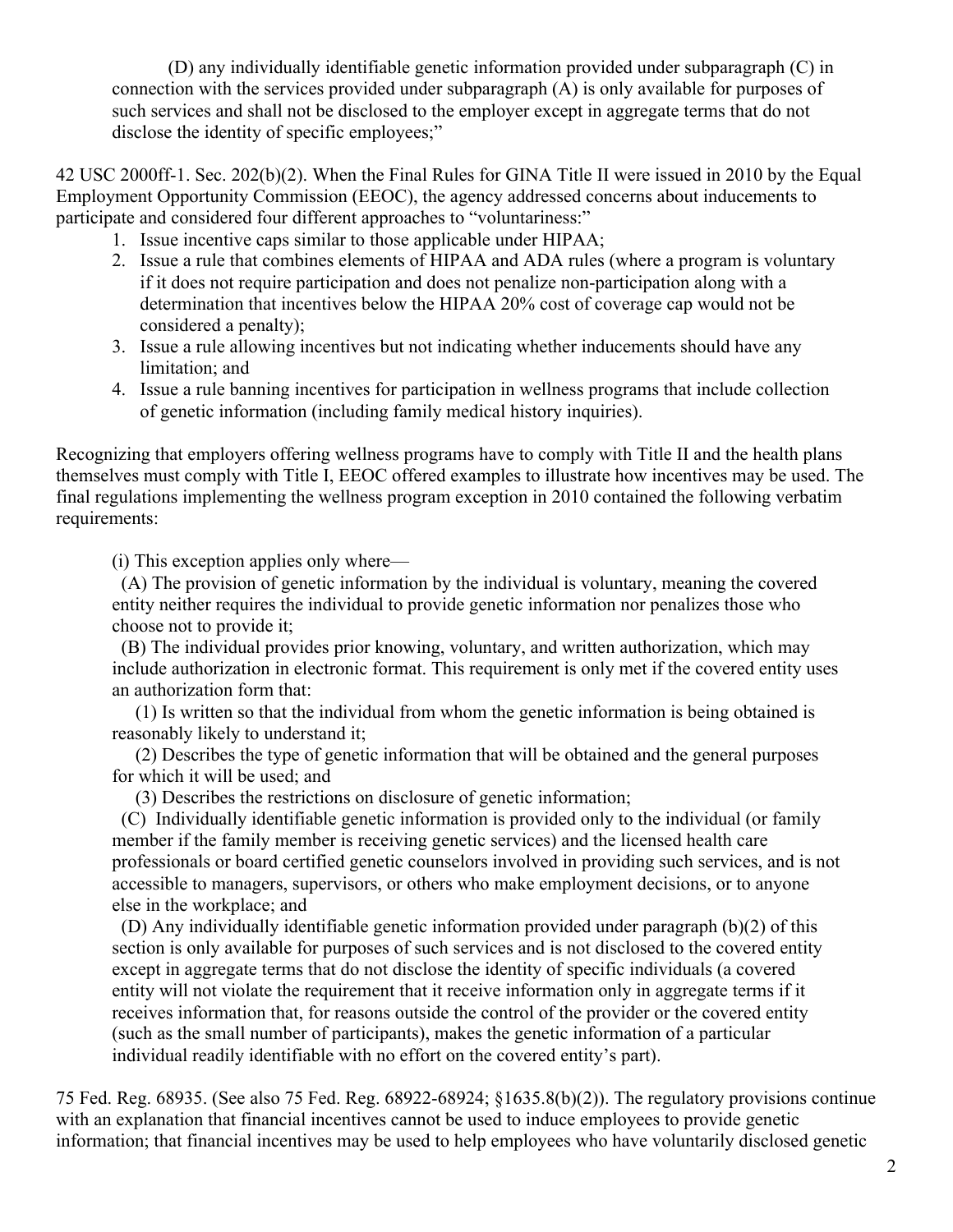(D) any individually identifiable genetic information provided under subparagraph (C) in connection with the services provided under subparagraph (A) is only available for purposes of such services and shall not be disclosed to the employer except in aggregate terms that do not disclose the identity of specific employees;"

42 USC 2000ff-1. Sec. 202(b)(2). When the Final Rules for GINA Title II were issued in 2010 by the Equal Employment Opportunity Commission (EEOC), the agency addressed concerns about inducements to participate and considered four different approaches to "voluntariness:"

1. Issue incentive caps similar to those applicable under HIPAA;
2. Issue a rule that combines elements of HIPAA and ADA rules (where a program is voluntary if it does not require participation and does not penalize non-participation along with a determination that incentives below the HIPAA 20% cost of coverage cap would not be considered a penalty);
3. Issue a rule allowing incentives but not indicating whether inducements should have any limitation; and
4. Issue a rule banning incentives for participation in wellness programs that include collection of genetic information (including family medical history inquiries).

Recognizing that employers offering wellness programs have to comply with Title II and the health plans themselves must comply with Title I, EEOC offered examples to illustrate how incentives may be used. The final regulations implementing the wellness program exception in 2010 contained the following verbatim requirements:

> (i) This exception applies only where—
>
> (A) The provision of genetic information by the individual is voluntary, meaning the covered entity neither requires the individual to provide genetic information nor penalizes those who choose not to provide it;
>
> (B) The individual provides prior knowing, voluntary, and written authorization, which may include authorization in electronic format. This requirement is only met if the covered entity uses an authorization form that:
>
> (1) Is written so that the individual from whom the genetic information is being obtained is reasonably likely to understand it;
>
> (2) Describes the type of genetic information that will be obtained and the general purposes for which it will be used; and
>
> (3) Describes the restrictions on disclosure of genetic information;
>
> (C) Individually identifiable genetic information is provided only to the individual (or family member if the family member is receiving genetic services) and the licensed health care professionals or board certified genetic counselors involved in providing such services, and is not accessible to managers, supervisors, or others who make employment decisions, or to anyone else in the workplace; and
>
> (D) Any individually identifiable genetic information provided under paragraph (b)(2) of this section is only available for purposes of such services and is not disclosed to the covered entity except in aggregate terms that do not disclose the identity of specific individuals (a covered entity will not violate the requirement that it receive information only in aggregate terms if it receives information that, for reasons outside the control of the provider or the covered entity (such as the small number of participants), makes the genetic information of a particular individual readily identifiable with no effort on the covered entity's part).

75 Fed. Reg. 68935. (See also 75 Fed. Reg. 68922-68924; §1635.8(b)(2)). The regulatory provisions continue with an explanation that financial incentives cannot be used to induce employees to provide genetic information; that financial incentives may be used to help employees who have voluntarily disclosed genetic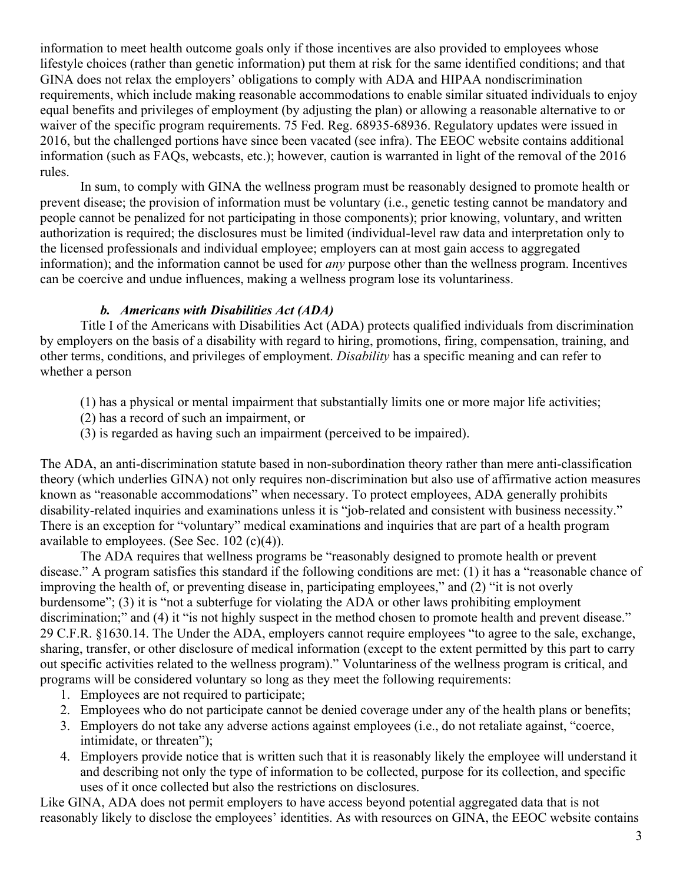information to meet health outcome goals only if those incentives are also provided to employees whose lifestyle choices (rather than genetic information) put them at risk for the same identified conditions; and that GINA does not relax the employers' obligations to comply with ADA and HIPAA nondiscrimination requirements, which include making reasonable accommodations to enable similar situated individuals to enjoy equal benefits and privileges of employment (by adjusting the plan) or allowing a reasonable alternative to or waiver of the specific program requirements. 75 Fed. Reg. 68935-68936. Regulatory updates were issued in 2016, but the challenged portions have since been vacated (see infra). The EEOC website contains additional information (such as FAQs, webcasts, etc.); however, caution is warranted in light of the removal of the 2016 rules.

In sum, to comply with GINA the wellness program must be reasonably designed to promote health or prevent disease; the provision of information must be voluntary (i.e., genetic testing cannot be mandatory and people cannot be penalized for not participating in those components); prior knowing, voluntary, and written authorization is required; the disclosures must be limited (individual-level raw data and interpretation only to the licensed professionals and individual employee; employers can at most gain access to aggregated information); and the information cannot be used for *any* purpose other than the wellness program. Incentives can be coercive and undue influences, making a wellness program lose its voluntariness.

### *b. Americans with Disabilities Act (ADA)*

Title I of the Americans with Disabilities Act (ADA) protects qualified individuals from discrimination by employers on the basis of a disability with regard to hiring, promotions, firing, compensation, training, and other terms, conditions, and privileges of employment. *Disability* has a specific meaning and can refer to whether a person

(1) has a physical or mental impairment that substantially limits one or more major life activities;
(2) has a record of such an impairment, or
(3) is regarded as having such an impairment (perceived to be impaired).

The ADA, an anti-discrimination statute based in non-subordination theory rather than mere anti-classification theory (which underlies GINA) not only requires non-discrimination but also use of affirmative action measures known as "reasonable accommodations" when necessary. To protect employees, ADA generally prohibits disability-related inquiries and examinations unless it is "job-related and consistent with business necessity." There is an exception for "voluntary" medical examinations and inquiries that are part of a health program available to employees. (See Sec. 102 (c)(4)).

The ADA requires that wellness programs be "reasonably designed to promote health or prevent disease." A program satisfies this standard if the following conditions are met: (1) it has a "reasonable chance of improving the health of, or preventing disease in, participating employees," and (2) "it is not overly burdensome"; (3) it is "not a subterfuge for violating the ADA or other laws prohibiting employment discrimination;" and (4) it "is not highly suspect in the method chosen to promote health and prevent disease." 29 C.F.R. §1630.14. The Under the ADA, employers cannot require employees "to agree to the sale, exchange, sharing, transfer, or other disclosure of medical information (except to the extent permitted by this part to carry out specific activities related to the wellness program)." Voluntariness of the wellness program is critical, and programs will be considered voluntary so long as they meet the following requirements:

1. Employees are not required to participate;
2. Employees who do not participate cannot be denied coverage under any of the health plans or benefits;
3. Employers do not take any adverse actions against employees (i.e., do not retaliate against, "coerce, intimidate, or threaten");
4. Employers provide notice that is written such that it is reasonably likely the employee will understand it and describing not only the type of information to be collected, purpose for its collection, and specific uses of it once collected but also the restrictions on disclosures.

Like GINA, ADA does not permit employers to have access beyond potential aggregated data that is not reasonably likely to disclose the employees' identities. As with resources on GINA, the EEOC website contains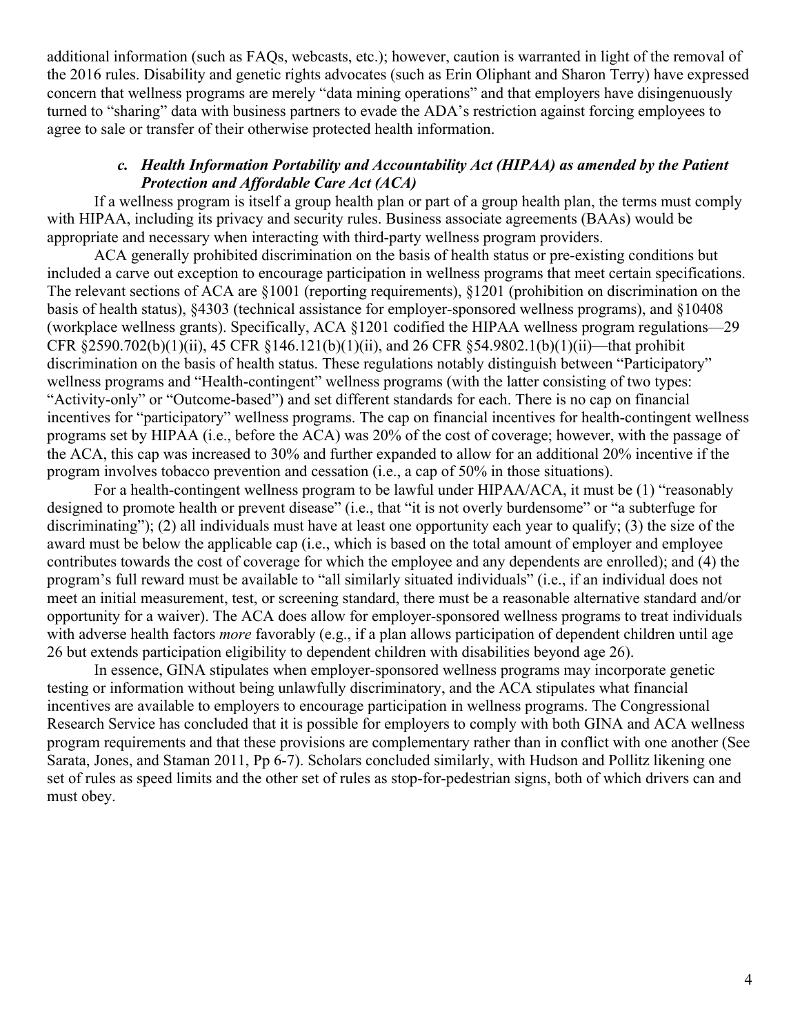additional information (such as FAQs, webcasts, etc.); however, caution is warranted in light of the removal of the 2016 rules. Disability and genetic rights advocates (such as Erin Oliphant and Sharon Terry) have expressed concern that wellness programs are merely "data mining operations" and that employers have disingenuously turned to "sharing" data with business partners to evade the ADA's restriction against forcing employees to agree to sale or transfer of their otherwise protected health information.

### *c. Health Information Portability and Accountability Act (HIPAA) as amended by the Patient Protection and Affordable Care Act (ACA)*

If a wellness program is itself a group health plan or part of a group health plan, the terms must comply with HIPAA, including its privacy and security rules. Business associate agreements (BAAs) would be appropriate and necessary when interacting with third-party wellness program providers.

ACA generally prohibited discrimination on the basis of health status or pre-existing conditions but included a carve out exception to encourage participation in wellness programs that meet certain specifications. The relevant sections of ACA are §1001 (reporting requirements), §1201 (prohibition on discrimination on the basis of health status), §4303 (technical assistance for employer-sponsored wellness programs), and §10408 (workplace wellness grants). Specifically, ACA §1201 codified the HIPAA wellness program regulations—29 CFR §2590.702(b)(1)(ii), 45 CFR §146.121(b)(1)(ii), and 26 CFR §54.9802.1(b)(1)(ii)—that prohibit discrimination on the basis of health status. These regulations notably distinguish between "Participatory" wellness programs and "Health-contingent" wellness programs (with the latter consisting of two types: "Activity-only" or "Outcome-based") and set different standards for each. There is no cap on financial incentives for "participatory" wellness programs. The cap on financial incentives for health-contingent wellness programs set by HIPAA (i.e., before the ACA) was 20% of the cost of coverage; however, with the passage of the ACA, this cap was increased to 30% and further expanded to allow for an additional 20% incentive if the program involves tobacco prevention and cessation (i.e., a cap of 50% in those situations).

For a health-contingent wellness program to be lawful under HIPAA/ACA, it must be (1) "reasonably designed to promote health or prevent disease" (i.e., that "it is not overly burdensome" or "a subterfuge for discriminating"); (2) all individuals must have at least one opportunity each year to qualify; (3) the size of the award must be below the applicable cap (i.e., which is based on the total amount of employer and employee contributes towards the cost of coverage for which the employee and any dependents are enrolled); and (4) the program's full reward must be available to "all similarly situated individuals" (i.e., if an individual does not meet an initial measurement, test, or screening standard, there must be a reasonable alternative standard and/or opportunity for a waiver). The ACA does allow for employer-sponsored wellness programs to treat individuals with adverse health factors *more* favorably (e.g., if a plan allows participation of dependent children until age 26 but extends participation eligibility to dependent children with disabilities beyond age 26).

In essence, GINA stipulates when employer-sponsored wellness programs may incorporate genetic testing or information without being unlawfully discriminatory, and the ACA stipulates what financial incentives are available to employers to encourage participation in wellness programs. The Congressional Research Service has concluded that it is possible for employers to comply with both GINA and ACA wellness program requirements and that these provisions are complementary rather than in conflict with one another (See Sarata, Jones, and Staman 2011, Pp 6-7). Scholars concluded similarly, with Hudson and Pollitz likening one set of rules as speed limits and the other set of rules as stop-for-pedestrian signs, both of which drivers can and must obey.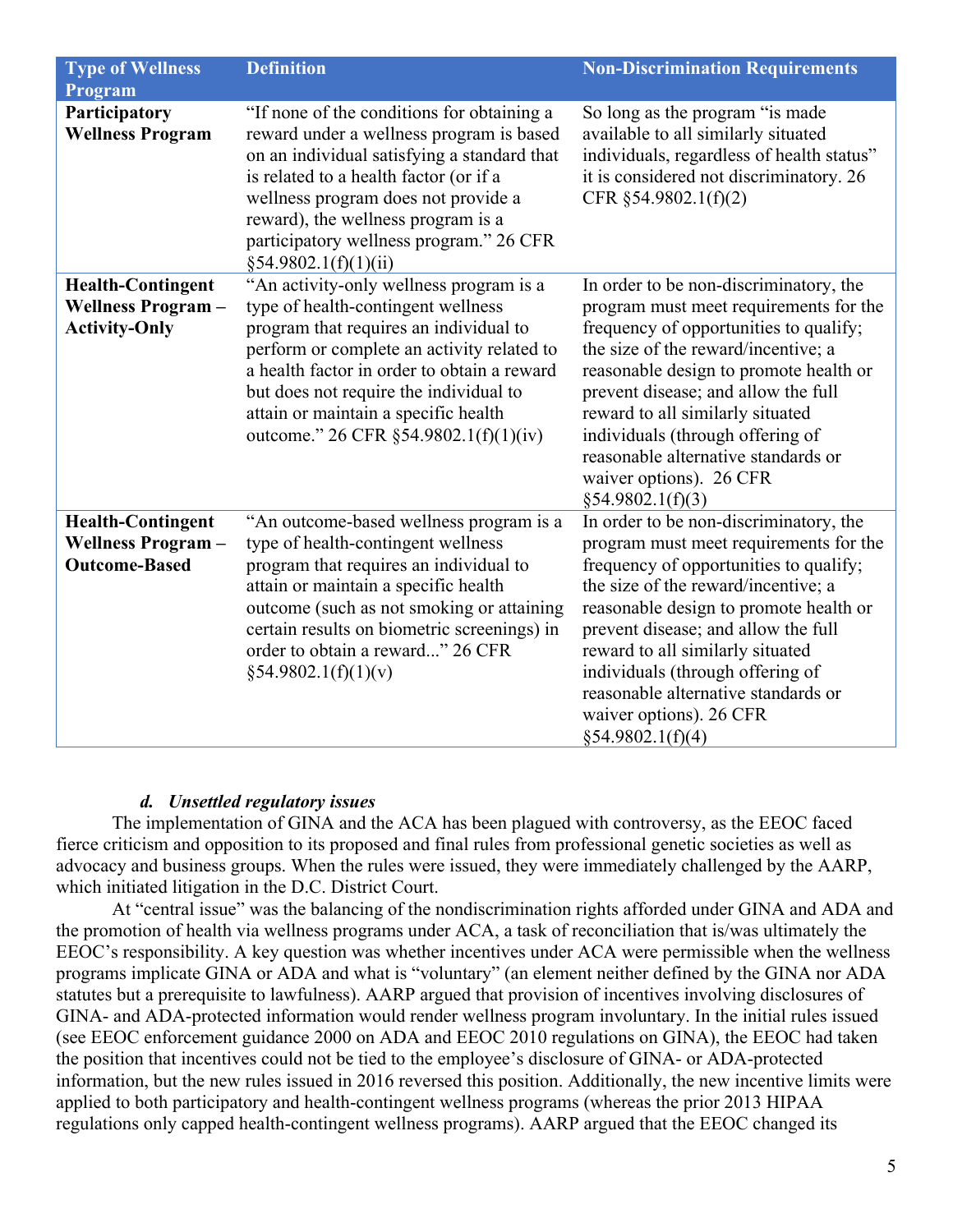| Type of Wellness Program | Definition | Non-Discrimination Requirements |
|---|---|---|
| **Participatory Wellness Program** | "If none of the conditions for obtaining a reward under a wellness program is based on an individual satisfying a standard that is related to a health factor (or if a wellness program does not provide a reward), the wellness program is a participatory wellness program." 26 CFR §54.9802.1(f)(1)(ii) | So long as the program "is made available to all similarly situated individuals, regardless of health status" it is considered not discriminatory. 26 CFR §54.9802.1(f)(2) |
| **Health-Contingent Wellness Program – Activity-Only** | "An activity-only wellness program is a type of health-contingent wellness program that requires an individual to perform or complete an activity related to a health factor in order to obtain a reward but does not require the individual to attain or maintain a specific health outcome." 26 CFR §54.9802.1(f)(1)(iv) | In order to be non-discriminatory, the program must meet requirements for the frequency of opportunities to qualify; the size of the reward/incentive; a reasonable design to promote health or prevent disease; and allow the full reward to all similarly situated individuals (through offering of reasonable alternative standards or waiver options). 26 CFR §54.9802.1(f)(3) |
| **Health-Contingent Wellness Program – Outcome-Based** | "An outcome-based wellness program is a type of health-contingent wellness program that requires an individual to attain or maintain a specific health outcome (such as not smoking or attaining certain results on biometric screenings) in order to obtain a reward..." 26 CFR §54.9802.1(f)(1)(v) | In order to be non-discriminatory, the program must meet requirements for the frequency of opportunities to qualify; the size of the reward/incentive; a reasonable design to promote health or prevent disease; and allow the full reward to all similarly situated individuals (through offering of reasonable alternative standards or waiver options). 26 CFR §54.9802.1(f)(4) |

### *d. Unsettled regulatory issues*

The implementation of GINA and the ACA has been plagued with controversy, as the EEOC faced fierce criticism and opposition to its proposed and final rules from professional genetic societies as well as advocacy and business groups. When the rules were issued, they were immediately challenged by the AARP, which initiated litigation in the D.C. District Court.

At "central issue" was the balancing of the nondiscrimination rights afforded under GINA and ADA and the promotion of health via wellness programs under ACA, a task of reconciliation that is/was ultimately the EEOC's responsibility. A key question was whether incentives under ACA were permissible when the wellness programs implicate GINA or ADA and what is "voluntary" (an element neither defined by the GINA nor ADA statutes but a prerequisite to lawfulness). AARP argued that provision of incentives involving disclosures of GINA- and ADA-protected information would render wellness program involuntary. In the initial rules issued (see EEOC enforcement guidance 2000 on ADA and EEOC 2010 regulations on GINA), the EEOC had taken the position that incentives could not be tied to the employee's disclosure of GINA- or ADA-protected information, but the new rules issued in 2016 reversed this position. Additionally, the new incentive limits were applied to both participatory and health-contingent wellness programs (whereas the prior 2013 HIPAA regulations only capped health-contingent wellness programs). AARP argued that the EEOC changed its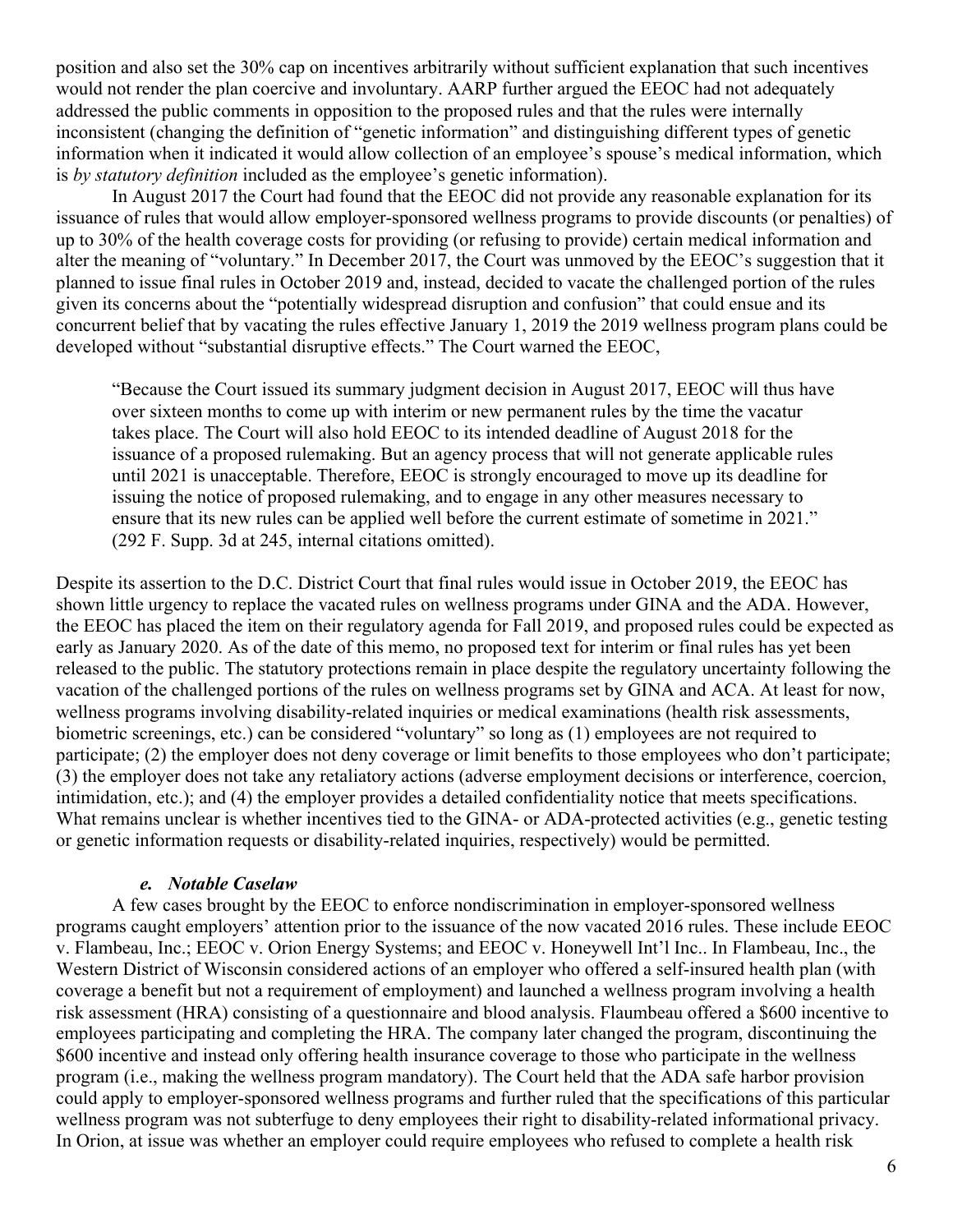position and also set the 30% cap on incentives arbitrarily without sufficient explanation that such incentives would not render the plan coercive and involuntary. AARP further argued the EEOC had not adequately addressed the public comments in opposition to the proposed rules and that the rules were internally inconsistent (changing the definition of "genetic information" and distinguishing different types of genetic information when it indicated it would allow collection of an employee's spouse's medical information, which is *by statutory definition* included as the employee's genetic information).

In August 2017 the Court had found that the EEOC did not provide any reasonable explanation for its issuance of rules that would allow employer-sponsored wellness programs to provide discounts (or penalties) of up to 30% of the health coverage costs for providing (or refusing to provide) certain medical information and alter the meaning of "voluntary." In December 2017, the Court was unmoved by the EEOC's suggestion that it planned to issue final rules in October 2019 and, instead, decided to vacate the challenged portion of the rules given its concerns about the "potentially widespread disruption and confusion" that could ensue and its concurrent belief that by vacating the rules effective January 1, 2019 the 2019 wellness program plans could be developed without "substantial disruptive effects." The Court warned the EEOC,

> "Because the Court issued its summary judgment decision in August 2017, EEOC will thus have over sixteen months to come up with interim or new permanent rules by the time the vacatur takes place. The Court will also hold EEOC to its intended deadline of August 2018 for the issuance of a proposed rulemaking. But an agency process that will not generate applicable rules until 2021 is unacceptable. Therefore, EEOC is strongly encouraged to move up its deadline for issuing the notice of proposed rulemaking, and to engage in any other measures necessary to ensure that its new rules can be applied well before the current estimate of sometime in 2021." (292 F. Supp. 3d at 245, internal citations omitted).

Despite its assertion to the D.C. District Court that final rules would issue in October 2019, the EEOC has shown little urgency to replace the vacated rules on wellness programs under GINA and the ADA. However, the EEOC has placed the item on their regulatory agenda for Fall 2019, and proposed rules could be expected as early as January 2020. As of the date of this memo, no proposed text for interim or final rules has yet been released to the public. The statutory protections remain in place despite the regulatory uncertainty following the vacation of the challenged portions of the rules on wellness programs set by GINA and ACA. At least for now, wellness programs involving disability-related inquiries or medical examinations (health risk assessments, biometric screenings, etc.) can be considered "voluntary" so long as (1) employees are not required to participate; (2) the employer does not deny coverage or limit benefits to those employees who don't participate; (3) the employer does not take any retaliatory actions (adverse employment decisions or interference, coercion, intimidation, etc.); and (4) the employer provides a detailed confidentiality notice that meets specifications. What remains unclear is whether incentives tied to the GINA- or ADA-protected activities (e.g., genetic testing or genetic information requests or disability-related inquiries, respectively) would be permitted.

### *e. Notable Caselaw*

A few cases brought by the EEOC to enforce nondiscrimination in employer-sponsored wellness programs caught employers' attention prior to the issuance of the now vacated 2016 rules. These include EEOC v. Flambeau, Inc.; EEOC v. Orion Energy Systems; and EEOC v. Honeywell Int'l Inc.. In Flambeau, Inc., the Western District of Wisconsin considered actions of an employer who offered a self-insured health plan (with coverage a benefit but not a requirement of employment) and launched a wellness program involving a health risk assessment (HRA) consisting of a questionnaire and blood analysis. Flaumbeau offered a $600 incentive to employees participating and completing the HRA. The company later changed the program, discontinuing the $600 incentive and instead only offering health insurance coverage to those who participate in the wellness program (i.e., making the wellness program mandatory). The Court held that the ADA safe harbor provision could apply to employer-sponsored wellness programs and further ruled that the specifications of this particular wellness program was not subterfuge to deny employees their right to disability-related informational privacy. In Orion, at issue was whether an employer could require employees who refused to complete a health risk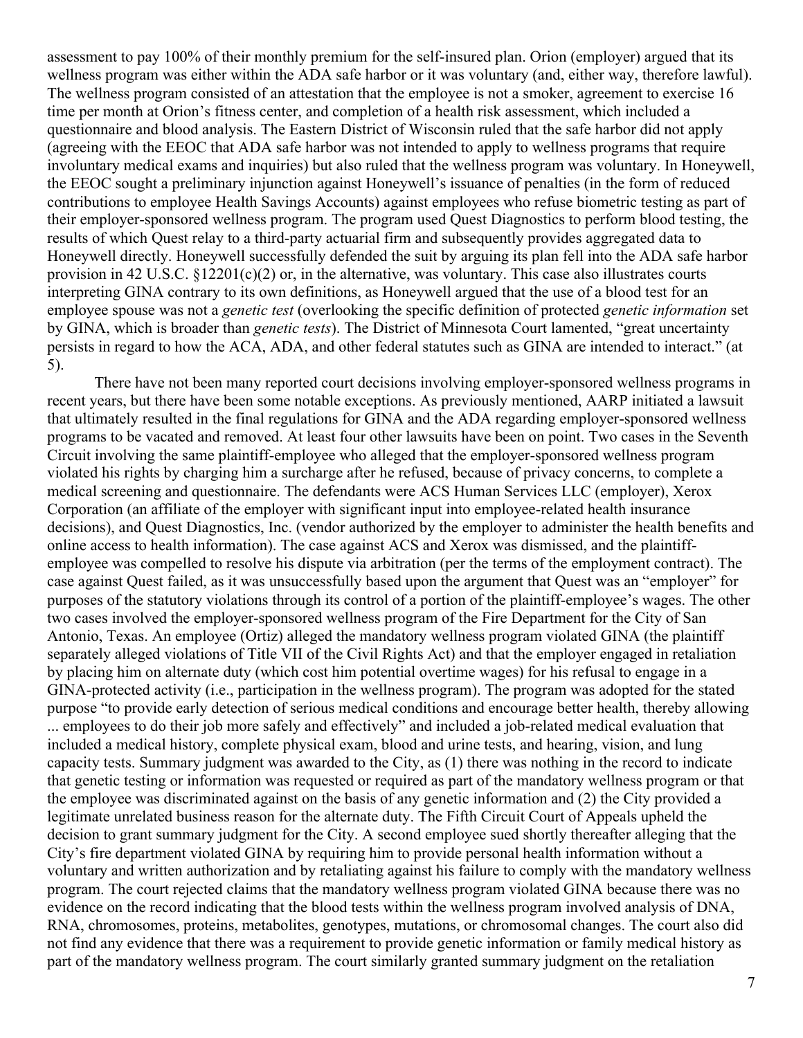assessment to pay 100% of their monthly premium for the self-insured plan. Orion (employer) argued that its wellness program was either within the ADA safe harbor or it was voluntary (and, either way, therefore lawful). The wellness program consisted of an attestation that the employee is not a smoker, agreement to exercise 16 time per month at Orion's fitness center, and completion of a health risk assessment, which included a questionnaire and blood analysis. The Eastern District of Wisconsin ruled that the safe harbor did not apply (agreeing with the EEOC that ADA safe harbor was not intended to apply to wellness programs that require involuntary medical exams and inquiries) but also ruled that the wellness program was voluntary. In Honeywell, the EEOC sought a preliminary injunction against Honeywell's issuance of penalties (in the form of reduced contributions to employee Health Savings Accounts) against employees who refuse biometric testing as part of their employer-sponsored wellness program. The program used Quest Diagnostics to perform blood testing, the results of which Quest relay to a third-party actuarial firm and subsequently provides aggregated data to Honeywell directly. Honeywell successfully defended the suit by arguing its plan fell into the ADA safe harbor provision in 42 U.S.C. §12201(c)(2) or, in the alternative, was voluntary. This case also illustrates courts interpreting GINA contrary to its own definitions, as Honeywell argued that the use of a blood test for an employee spouse was not a *genetic test* (overlooking the specific definition of protected *genetic information* set by GINA, which is broader than *genetic tests*). The District of Minnesota Court lamented, "great uncertainty persists in regard to how the ACA, ADA, and other federal statutes such as GINA are intended to interact." (at 5).

There have not been many reported court decisions involving employer-sponsored wellness programs in recent years, but there have been some notable exceptions. As previously mentioned, AARP initiated a lawsuit that ultimately resulted in the final regulations for GINA and the ADA regarding employer-sponsored wellness programs to be vacated and removed. At least four other lawsuits have been on point. Two cases in the Seventh Circuit involving the same plaintiff-employee who alleged that the employer-sponsored wellness program violated his rights by charging him a surcharge after he refused, because of privacy concerns, to complete a medical screening and questionnaire. The defendants were ACS Human Services LLC (employer), Xerox Corporation (an affiliate of the employer with significant input into employee-related health insurance decisions), and Quest Diagnostics, Inc. (vendor authorized by the employer to administer the health benefits and online access to health information). The case against ACS and Xerox was dismissed, and the plaintiff-employee was compelled to resolve his dispute via arbitration (per the terms of the employment contract). The case against Quest failed, as it was unsuccessfully based upon the argument that Quest was an "employer" for purposes of the statutory violations through its control of a portion of the plaintiff-employee's wages. The other two cases involved the employer-sponsored wellness program of the Fire Department for the City of San Antonio, Texas. An employee (Ortiz) alleged the mandatory wellness program violated GINA (the plaintiff separately alleged violations of Title VII of the Civil Rights Act) and that the employer engaged in retaliation by placing him on alternate duty (which cost him potential overtime wages) for his refusal to engage in a GINA-protected activity (i.e., participation in the wellness program). The program was adopted for the stated purpose "to provide early detection of serious medical conditions and encourage better health, thereby allowing ... employees to do their job more safely and effectively" and included a job-related medical evaluation that included a medical history, complete physical exam, blood and urine tests, and hearing, vision, and lung capacity tests. Summary judgment was awarded to the City, as (1) there was nothing in the record to indicate that genetic testing or information was requested or required as part of the mandatory wellness program or that the employee was discriminated against on the basis of any genetic information and (2) the City provided a legitimate unrelated business reason for the alternate duty. The Fifth Circuit Court of Appeals upheld the decision to grant summary judgment for the City. A second employee sued shortly thereafter alleging that the City's fire department violated GINA by requiring him to provide personal health information without a voluntary and written authorization and by retaliating against his failure to comply with the mandatory wellness program. The court rejected claims that the mandatory wellness program violated GINA because there was no evidence on the record indicating that the blood tests within the wellness program involved analysis of DNA, RNA, chromosomes, proteins, metabolites, genotypes, mutations, or chromosomal changes. The court also did not find any evidence that there was a requirement to provide genetic information or family medical history as part of the mandatory wellness program. The court similarly granted summary judgment on the retaliation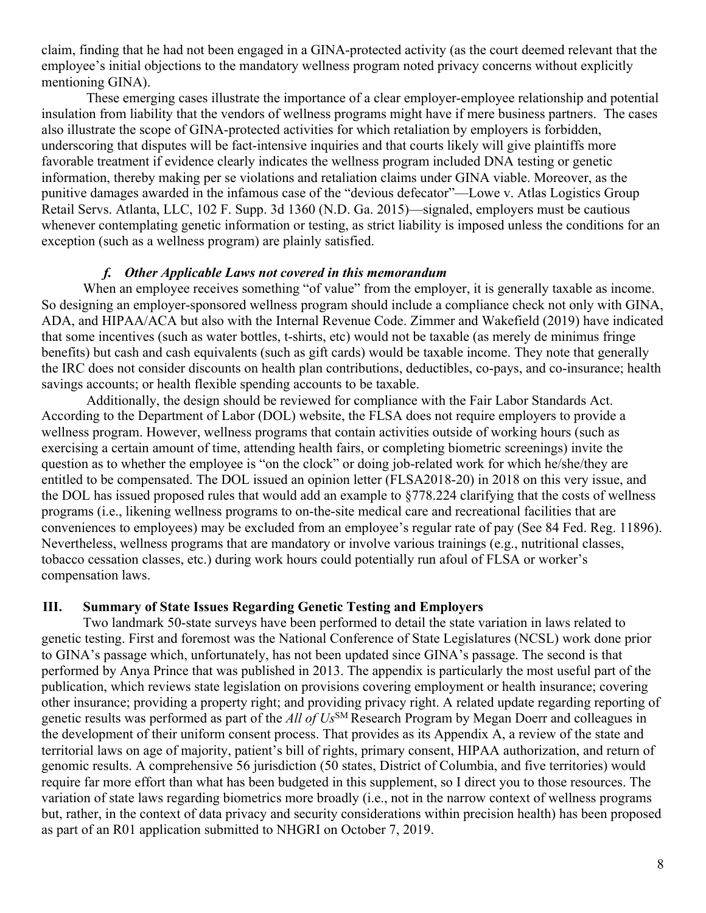claim, finding that he had not been engaged in a GINA-protected activity (as the court deemed relevant that the employee's initial objections to the mandatory wellness program noted privacy concerns without explicitly mentioning GINA).

These emerging cases illustrate the importance of a clear employer-employee relationship and potential insulation from liability that the vendors of wellness programs might have if mere business partners. The cases also illustrate the scope of GINA-protected activities for which retaliation by employers is forbidden, underscoring that disputes will be fact-intensive inquiries and that courts likely will give plaintiffs more favorable treatment if evidence clearly indicates the wellness program included DNA testing or genetic information, thereby making per se violations and retaliation claims under GINA viable. Moreover, as the punitive damages awarded in the infamous case of the "devious defecator"—Lowe v. Atlas Logistics Group Retail Servs. Atlanta, LLC, 102 F. Supp. 3d 1360 (N.D. Ga. 2015)—signaled, employers must be cautious whenever contemplating genetic information or testing, as strict liability is imposed unless the conditions for an exception (such as a wellness program) are plainly satisfied.

#### *f. Other Applicable Laws not covered in this memorandum*

When an employee receives something "of value" from the employer, it is generally taxable as income. So designing an employer-sponsored wellness program should include a compliance check not only with GINA, ADA, and HIPAA/ACA but also with the Internal Revenue Code. Zimmer and Wakefield (2019) have indicated that some incentives (such as water bottles, t-shirts, etc) would not be taxable (as merely de minimus fringe benefits) but cash and cash equivalents (such as gift cards) would be taxable income. They note that generally the IRC does not consider discounts on health plan contributions, deductibles, co-pays, and co-insurance; health savings accounts; or health flexible spending accounts to be taxable.

Additionally, the design should be reviewed for compliance with the Fair Labor Standards Act. According to the Department of Labor (DOL) website, the FLSA does not require employers to provide a wellness program. However, wellness programs that contain activities outside of working hours (such as exercising a certain amount of time, attending health fairs, or completing biometric screenings) invite the question as to whether the employee is "on the clock" or doing job-related work for which he/she/they are entitled to be compensated. The DOL issued an opinion letter (FLSA2018-20) in 2018 on this very issue, and the DOL has issued proposed rules that would add an example to §778.224 clarifying that the costs of wellness programs (i.e., likening wellness programs to on-the-site medical care and recreational facilities that are conveniences to employees) may be excluded from an employee's regular rate of pay (See 84 Fed. Reg. 11896). Nevertheless, wellness programs that are mandatory or involve various trainings (e.g., nutritional classes, tobacco cessation classes, etc.) during work hours could potentially run afoul of FLSA or worker's compensation laws.

## III. Summary of State Issues Regarding Genetic Testing and Employers

Two landmark 50-state surveys have been performed to detail the state variation in laws related to genetic testing. First and foremost was the National Conference of State Legislatures (NCSL) work done prior to GINA's passage which, unfortunately, has not been updated since GINA's passage. The second is that performed by Anya Prince that was published in 2013. The appendix is particularly the most useful part of the publication, which reviews state legislation on provisions covering employment or health insurance; covering other insurance; providing a property right; and providing privacy right. A related update regarding reporting of genetic results was performed as part of the *All of Us*℠ Research Program by Megan Doerr and colleagues in the development of their uniform consent process. That provides as its Appendix A, a review of the state and territorial laws on age of majority, patient's bill of rights, primary consent, HIPAA authorization, and return of genomic results. A comprehensive 56 jurisdiction (50 states, District of Columbia, and five territories) would require far more effort than what has been budgeted in this supplement, so I direct you to those resources. The variation of state laws regarding biometrics more broadly (i.e., not in the narrow context of wellness programs but, rather, in the context of data privacy and security considerations within precision health) has been proposed as part of an R01 application submitted to NHGRI on October 7, 2019.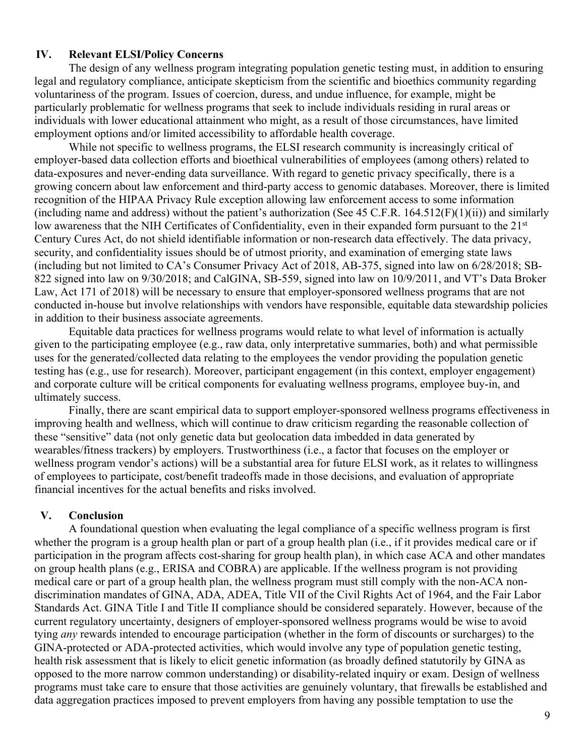## IV. Relevant ELSI/Policy Concerns

The design of any wellness program integrating population genetic testing must, in addition to ensuring legal and regulatory compliance, anticipate skepticism from the scientific and bioethics community regarding voluntariness of the program. Issues of coercion, duress, and undue influence, for example, might be particularly problematic for wellness programs that seek to include individuals residing in rural areas or individuals with lower educational attainment who might, as a result of those circumstances, have limited employment options and/or limited accessibility to affordable health coverage.

While not specific to wellness programs, the ELSI research community is increasingly critical of employer-based data collection efforts and bioethical vulnerabilities of employees (among others) related to data-exposures and never-ending data surveillance. With regard to genetic privacy specifically, there is a growing concern about law enforcement and third-party access to genomic databases. Moreover, there is limited recognition of the HIPAA Privacy Rule exception allowing law enforcement access to some information (including name and address) without the patient's authorization (See 45 C.F.R. 164.512(F)(1)(ii)) and similarly low awareness that the NIH Certificates of Confidentiality, even in their expanded form pursuant to the 21st Century Cures Act, do not shield identifiable information or non-research data effectively. The data privacy, security, and confidentiality issues should be of utmost priority, and examination of emerging state laws (including but not limited to CA's Consumer Privacy Act of 2018, AB-375, signed into law on 6/28/2018; SB-822 signed into law on 9/30/2018; and CalGINA, SB-559, signed into law on 10/9/2011, and VT's Data Broker Law, Act 171 of 2018) will be necessary to ensure that employer-sponsored wellness programs that are not conducted in-house but involve relationships with vendors have responsible, equitable data stewardship policies in addition to their business associate agreements.

Equitable data practices for wellness programs would relate to what level of information is actually given to the participating employee (e.g., raw data, only interpretative summaries, both) and what permissible uses for the generated/collected data relating to the employees the vendor providing the population genetic testing has (e.g., use for research). Moreover, participant engagement (in this context, employer engagement) and corporate culture will be critical components for evaluating wellness programs, employee buy-in, and ultimately success.

Finally, there are scant empirical data to support employer-sponsored wellness programs effectiveness in improving health and wellness, which will continue to draw criticism regarding the reasonable collection of these "sensitive" data (not only genetic data but geolocation data imbedded in data generated by wearables/fitness trackers) by employers. Trustworthiness (i.e., a factor that focuses on the employer or wellness program vendor's actions) will be a substantial area for future ELSI work, as it relates to willingness of employees to participate, cost/benefit tradeoffs made in those decisions, and evaluation of appropriate financial incentives for the actual benefits and risks involved.

## V. Conclusion

A foundational question when evaluating the legal compliance of a specific wellness program is first whether the program is a group health plan or part of a group health plan (i.e., if it provides medical care or if participation in the program affects cost-sharing for group health plan), in which case ACA and other mandates on group health plans (e.g., ERISA and COBRA) are applicable. If the wellness program is not providing medical care or part of a group health plan, the wellness program must still comply with the non-ACA non-discrimination mandates of GINA, ADA, ADEA, Title VII of the Civil Rights Act of 1964, and the Fair Labor Standards Act. GINA Title I and Title II compliance should be considered separately. However, because of the current regulatory uncertainty, designers of employer-sponsored wellness programs would be wise to avoid tying *any* rewards intended to encourage participation (whether in the form of discounts or surcharges) to the GINA-protected or ADA-protected activities, which would involve any type of population genetic testing, health risk assessment that is likely to elicit genetic information (as broadly defined statutorily by GINA as opposed to the more narrow common understanding) or disability-related inquiry or exam. Design of wellness programs must take care to ensure that those activities are genuinely voluntary, that firewalls be established and data aggregation practices imposed to prevent employers from having any possible temptation to use the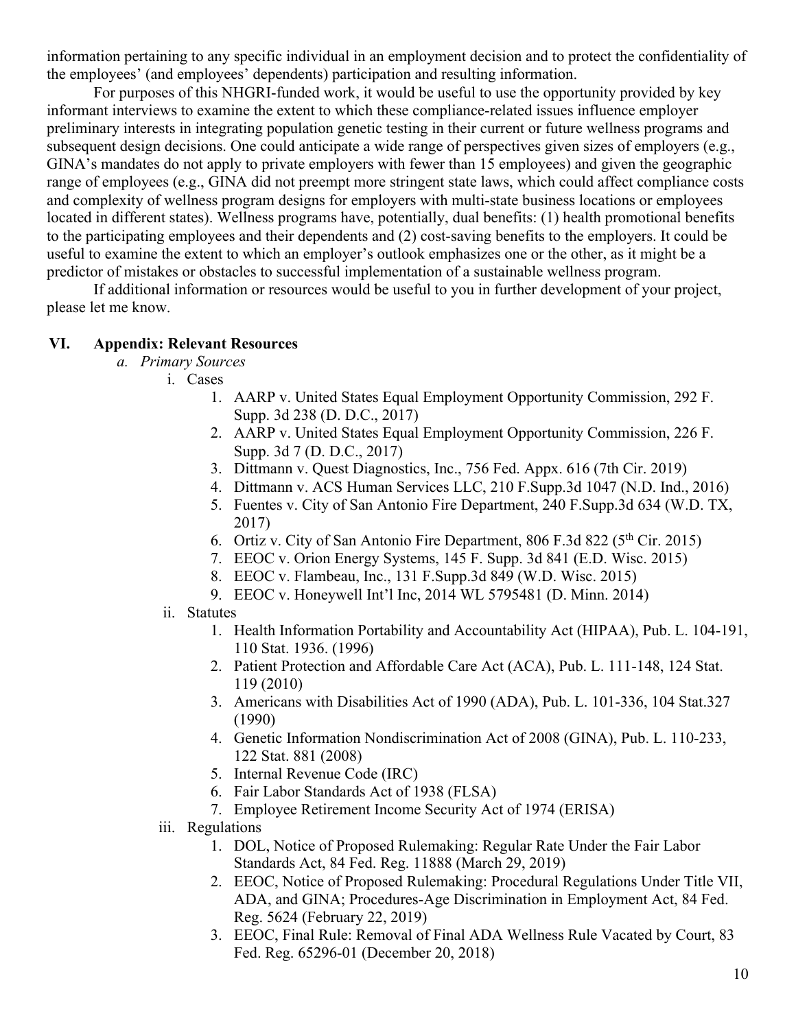information pertaining to any specific individual in an employment decision and to protect the confidentiality of the employees' (and employees' dependents) participation and resulting information.

For purposes of this NHGRI-funded work, it would be useful to use the opportunity provided by key informant interviews to examine the extent to which these compliance-related issues influence employer preliminary interests in integrating population genetic testing in their current or future wellness programs and subsequent design decisions. One could anticipate a wide range of perspectives given sizes of employers (e.g., GINA's mandates do not apply to private employers with fewer than 15 employees) and given the geographic range of employees (e.g., GINA did not preempt more stringent state laws, which could affect compliance costs and complexity of wellness program designs for employers with multi-state business locations or employees located in different states). Wellness programs have, potentially, dual benefits: (1) health promotional benefits to the participating employees and their dependents and (2) cost-saving benefits to the employers. It could be useful to examine the extent to which an employer's outlook emphasizes one or the other, as it might be a predictor of mistakes or obstacles to successful implementation of a sustainable wellness program.

If additional information or resources would be useful to you in further development of your project, please let me know.

## VI. Appendix: Relevant Resources

a. *Primary Sources*

i. Cases

1. AARP v. United States Equal Employment Opportunity Commission, 292 F. Supp. 3d 238 (D. D.C., 2017)
2. AARP v. United States Equal Employment Opportunity Commission, 226 F. Supp. 3d 7 (D. D.C., 2017)
3. Dittmann v. Quest Diagnostics, Inc., 756 Fed. Appx. 616 (7th Cir. 2019)
4. Dittmann v. ACS Human Services LLC, 210 F.Supp.3d 1047 (N.D. Ind., 2016)
5. Fuentes v. City of San Antonio Fire Department, 240 F.Supp.3d 634 (W.D. TX, 2017)
6. Ortiz v. City of San Antonio Fire Department, 806 F.3d 822 (5th Cir. 2015)
7. EEOC v. Orion Energy Systems, 145 F. Supp. 3d 841 (E.D. Wisc. 2015)
8. EEOC v. Flambeau, Inc., 131 F.Supp.3d 849 (W.D. Wisc. 2015)
9. EEOC v. Honeywell Int'l Inc, 2014 WL 5795481 (D. Minn. 2014)

ii. Statutes

1. Health Information Portability and Accountability Act (HIPAA), Pub. L. 104-191, 110 Stat. 1936. (1996)
2. Patient Protection and Affordable Care Act (ACA), Pub. L. 111-148, 124 Stat. 119 (2010)
3. Americans with Disabilities Act of 1990 (ADA), Pub. L. 101-336, 104 Stat.327 (1990)
4. Genetic Information Nondiscrimination Act of 2008 (GINA), Pub. L. 110-233, 122 Stat. 881 (2008)
5. Internal Revenue Code (IRC)
6. Fair Labor Standards Act of 1938 (FLSA)
7. Employee Retirement Income Security Act of 1974 (ERISA)

iii. Regulations

1. DOL, Notice of Proposed Rulemaking: Regular Rate Under the Fair Labor Standards Act, 84 Fed. Reg. 11888 (March 29, 2019)
2. EEOC, Notice of Proposed Rulemaking: Procedural Regulations Under Title VII, ADA, and GINA; Procedures-Age Discrimination in Employment Act, 84 Fed. Reg. 5624 (February 22, 2019)
3. EEOC, Final Rule: Removal of Final ADA Wellness Rule Vacated by Court, 83 Fed. Reg. 65296-01 (December 20, 2018)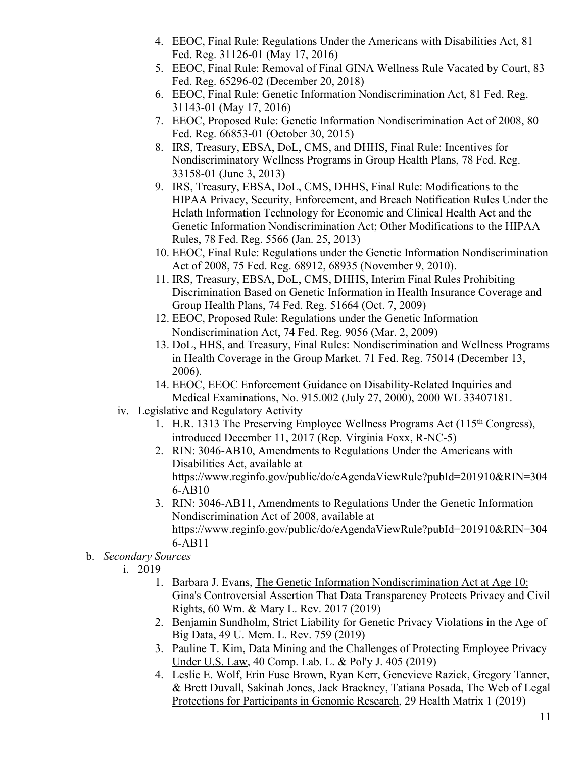4. EEOC, Final Rule: Regulations Under the Americans with Disabilities Act, 81 Fed. Reg. 31126-01 (May 17, 2016)
5. EEOC, Final Rule: Removal of Final GINA Wellness Rule Vacated by Court, 83 Fed. Reg. 65296-02 (December 20, 2018)
6. EEOC, Final Rule: Genetic Information Nondiscrimination Act, 81 Fed. Reg. 31143-01 (May 17, 2016)
7. EEOC, Proposed Rule: Genetic Information Nondiscrimination Act of 2008, 80 Fed. Reg. 66853-01 (October 30, 2015)
8. IRS, Treasury, EBSA, DoL, CMS, and DHHS, Final Rule: Incentives for Nondiscriminatory Wellness Programs in Group Health Plans, 78 Fed. Reg. 33158-01 (June 3, 2013)
9. IRS, Treasury, EBSA, DoL, CMS, DHHS, Final Rule: Modifications to the HIPAA Privacy, Security, Enforcement, and Breach Notification Rules Under the Helath Information Technology for Economic and Clinical Health Act and the Genetic Information Nondiscrimination Act; Other Modifications to the HIPAA Rules, 78 Fed. Reg. 5566 (Jan. 25, 2013)
10. EEOC, Final Rule: Regulations under the Genetic Information Nondiscrimination Act of 2008, 75 Fed. Reg. 68912, 68935 (November 9, 2010).
11. IRS, Treasury, EBSA, DoL, CMS, DHHS, Interim Final Rules Prohibiting Discrimination Based on Genetic Information in Health Insurance Coverage and Group Health Plans, 74 Fed. Reg. 51664 (Oct. 7, 2009)
12. EEOC, Proposed Rule: Regulations under the Genetic Information Nondiscrimination Act, 74 Fed. Reg. 9056 (Mar. 2, 2009)
13. DoL, HHS, and Treasury, Final Rules: Nondiscrimination and Wellness Programs in Health Coverage in the Group Market. 71 Fed. Reg. 75014 (December 13, 2006).
14. EEOC, EEOC Enforcement Guidance on Disability-Related Inquiries and Medical Examinations, No. 915.002 (July 27, 2000), 2000 WL 33407181.

iv. Legislative and Regulatory Activity

1. H.R. 1313 The Preserving Employee Wellness Programs Act (115th Congress), introduced December 11, 2017 (Rep. Virginia Foxx, R-NC-5)
2. RIN: 3046-AB10, Amendments to Regulations Under the Americans with Disabilities Act, available at https://www.reginfo.gov/public/do/eAgendaViewRule?pubId=201910&RIN=3046-AB10
3. RIN: 3046-AB11, Amendments to Regulations Under the Genetic Information Nondiscrimination Act of 2008, available at https://www.reginfo.gov/public/do/eAgendaViewRule?pubId=201910&RIN=3046-AB11

b. *Secondary Sources*

i. 2019

1. Barbara J. Evans, <u>The Genetic Information Nondiscrimination Act at Age 10: Gina's Controversial Assertion That Data Transparency Protects Privacy and Civil Rights</u>, 60 Wm. & Mary L. Rev. 2017 (2019)
2. Benjamin Sundholm, <u>Strict Liability for Genetic Privacy Violations in the Age of Big Data</u>, 49 U. Mem. L. Rev. 759 (2019)
3. Pauline T. Kim, <u>Data Mining and the Challenges of Protecting Employee Privacy Under U.S. Law</u>, 40 Comp. Lab. L. & Pol'y J. 405 (2019)
4. Leslie E. Wolf, Erin Fuse Brown, Ryan Kerr, Genevieve Razick, Gregory Tanner, & Brett Duvall, Sakinah Jones, Jack Brackney, Tatiana Posada, <u>The Web of Legal Protections for Participants in Genomic Research</u>, 29 Health Matrix 1 (2019)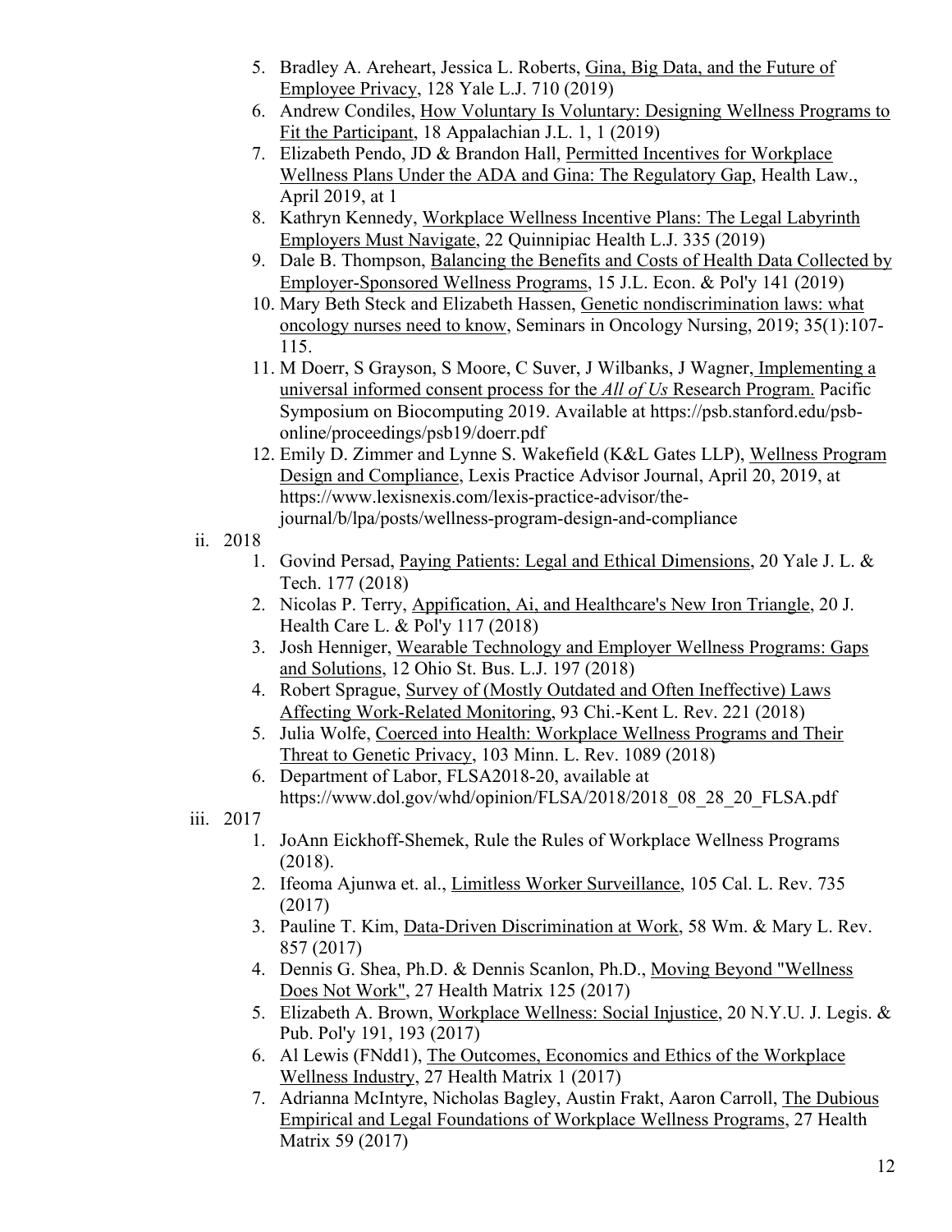5. Bradley A. Areheart, Jessica L. Roberts, Gina, Big Data, and the Future of Employee Privacy, 128 Yale L.J. 710 (2019)
6. Andrew Condiles, How Voluntary Is Voluntary: Designing Wellness Programs to Fit the Participant, 18 Appalachian J.L. 1, 1 (2019)
7. Elizabeth Pendo, JD & Brandon Hall, Permitted Incentives for Workplace Wellness Plans Under the ADA and Gina: The Regulatory Gap, Health Law., April 2019, at 1
8. Kathryn Kennedy, Workplace Wellness Incentive Plans: The Legal Labyrinth Employers Must Navigate, 22 Quinnipiac Health L.J. 335 (2019)
9. Dale B. Thompson, Balancing the Benefits and Costs of Health Data Collected by Employer-Sponsored Wellness Programs, 15 J.L. Econ. & Pol'y 141 (2019)
10. Mary Beth Steck and Elizabeth Hassen, Genetic nondiscrimination laws: what oncology nurses need to know, Seminars in Oncology Nursing, 2019; 35(1):107-115.
11. M Doerr, S Grayson, S Moore, C Suver, J Wilbanks, J Wagner, Implementing a universal informed consent process for the *All of Us* Research Program. Pacific Symposium on Biocomputing 2019. Available at https://psb.stanford.edu/psb-online/proceedings/psb19/doerr.pdf
12. Emily D. Zimmer and Lynne S. Wakefield (K&L Gates LLP), Wellness Program Design and Compliance, Lexis Practice Advisor Journal, April 20, 2019, at https://www.lexisnexis.com/lexis-practice-advisor/the-journal/b/lpa/posts/wellness-program-design-and-compliance

ii. 2018

1. Govind Persad, Paying Patients: Legal and Ethical Dimensions, 20 Yale J. L. & Tech. 177 (2018)
2. Nicolas P. Terry, Appification, Ai, and Healthcare's New Iron Triangle, 20 J. Health Care L. & Pol'y 117 (2018)
3. Josh Henniger, Wearable Technology and Employer Wellness Programs: Gaps and Solutions, 12 Ohio St. Bus. L.J. 197 (2018)
4. Robert Sprague, Survey of (Mostly Outdated and Often Ineffective) Laws Affecting Work-Related Monitoring, 93 Chi.-Kent L. Rev. 221 (2018)
5. Julia Wolfe, Coerced into Health: Workplace Wellness Programs and Their Threat to Genetic Privacy, 103 Minn. L. Rev. 1089 (2018)
6. Department of Labor, FLSA2018-20, available at https://www.dol.gov/whd/opinion/FLSA/2018/2018_08_28_20_FLSA.pdf

iii. 2017

1. JoAnn Eickhoff-Shemek, Rule the Rules of Workplace Wellness Programs (2018).
2. Ifeoma Ajunwa et. al., Limitless Worker Surveillance, 105 Cal. L. Rev. 735 (2017)
3. Pauline T. Kim, Data-Driven Discrimination at Work, 58 Wm. & Mary L. Rev. 857 (2017)
4. Dennis G. Shea, Ph.D. & Dennis Scanlon, Ph.D., Moving Beyond "Wellness Does Not Work", 27 Health Matrix 125 (2017)
5. Elizabeth A. Brown, Workplace Wellness: Social Injustice, 20 N.Y.U. J. Legis. & Pub. Pol'y 191, 193 (2017)
6. Al Lewis (FNdd1), The Outcomes, Economics and Ethics of the Workplace Wellness Industry, 27 Health Matrix 1 (2017)
7. Adrianna McIntyre, Nicholas Bagley, Austin Frakt, Aaron Carroll, The Dubious Empirical and Legal Foundations of Workplace Wellness Programs, 27 Health Matrix 59 (2017)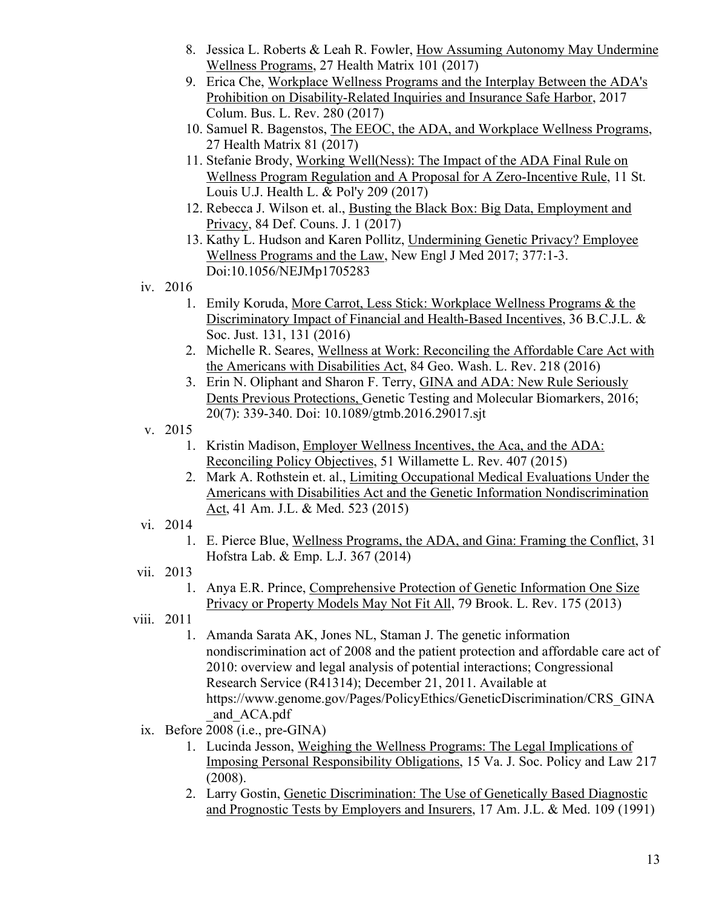8. Jessica L. Roberts & Leah R. Fowler, How Assuming Autonomy May Undermine Wellness Programs, 27 Health Matrix 101 (2017)
9. Erica Che, Workplace Wellness Programs and the Interplay Between the ADA's Prohibition on Disability-Related Inquiries and Insurance Safe Harbor, 2017 Colum. Bus. L. Rev. 280 (2017)
10. Samuel R. Bagenstos, The EEOC, the ADA, and Workplace Wellness Programs, 27 Health Matrix 81 (2017)
11. Stefanie Brody, Working Well(Ness): The Impact of the ADA Final Rule on Wellness Program Regulation and A Proposal for A Zero-Incentive Rule, 11 St. Louis U.J. Health L. & Pol'y 209 (2017)
12. Rebecca J. Wilson et. al., Busting the Black Box: Big Data, Employment and Privacy, 84 Def. Couns. J. 1 (2017)
13. Kathy L. Hudson and Karen Pollitz, Undermining Genetic Privacy? Employee Wellness Programs and the Law, New Engl J Med 2017; 377:1-3. Doi:10.1056/NEJMp1705283

iv. 2016
1. Emily Koruda, More Carrot, Less Stick: Workplace Wellness Programs & the Discriminatory Impact of Financial and Health-Based Incentives, 36 B.C.J.L. & Soc. Just. 131, 131 (2016)
2. Michelle R. Seares, Wellness at Work: Reconciling the Affordable Care Act with the Americans with Disabilities Act, 84 Geo. Wash. L. Rev. 218 (2016)
3. Erin N. Oliphant and Sharon F. Terry, GINA and ADA: New Rule Seriously Dents Previous Protections, Genetic Testing and Molecular Biomarkers, 2016; 20(7): 339-340. Doi: 10.1089/gtmb.2016.29017.sjt

v. 2015
1. Kristin Madison, Employer Wellness Incentives, the Aca, and the ADA: Reconciling Policy Objectives, 51 Willamette L. Rev. 407 (2015)
2. Mark A. Rothstein et. al., Limiting Occupational Medical Evaluations Under the Americans with Disabilities Act and the Genetic Information Nondiscrimination Act, 41 Am. J.L. & Med. 523 (2015)

vi. 2014
1. E. Pierce Blue, Wellness Programs, the ADA, and Gina: Framing the Conflict, 31 Hofstra Lab. & Emp. L.J. 367 (2014)

vii. 2013
1. Anya E.R. Prince, Comprehensive Protection of Genetic Information One Size Privacy or Property Models May Not Fit All, 79 Brook. L. Rev. 175 (2013)

viii. 2011
1. Amanda Sarata AK, Jones NL, Staman J. The genetic information nondiscrimination act of 2008 and the patient protection and affordable care act of 2010: overview and legal analysis of potential interactions; Congressional Research Service (R41314); December 21, 2011. Available at https://www.genome.gov/Pages/PolicyEthics/GeneticDiscrimination/CRS_GINA_and_ACA.pdf

ix. Before 2008 (i.e., pre-GINA)
1. Lucinda Jesson, Weighing the Wellness Programs: The Legal Implications of Imposing Personal Responsibility Obligations, 15 Va. J. Soc. Policy and Law 217 (2008).
2. Larry Gostin, Genetic Discrimination: The Use of Genetically Based Diagnostic and Prognostic Tests by Employers and Insurers, 17 Am. J.L. & Med. 109 (1991)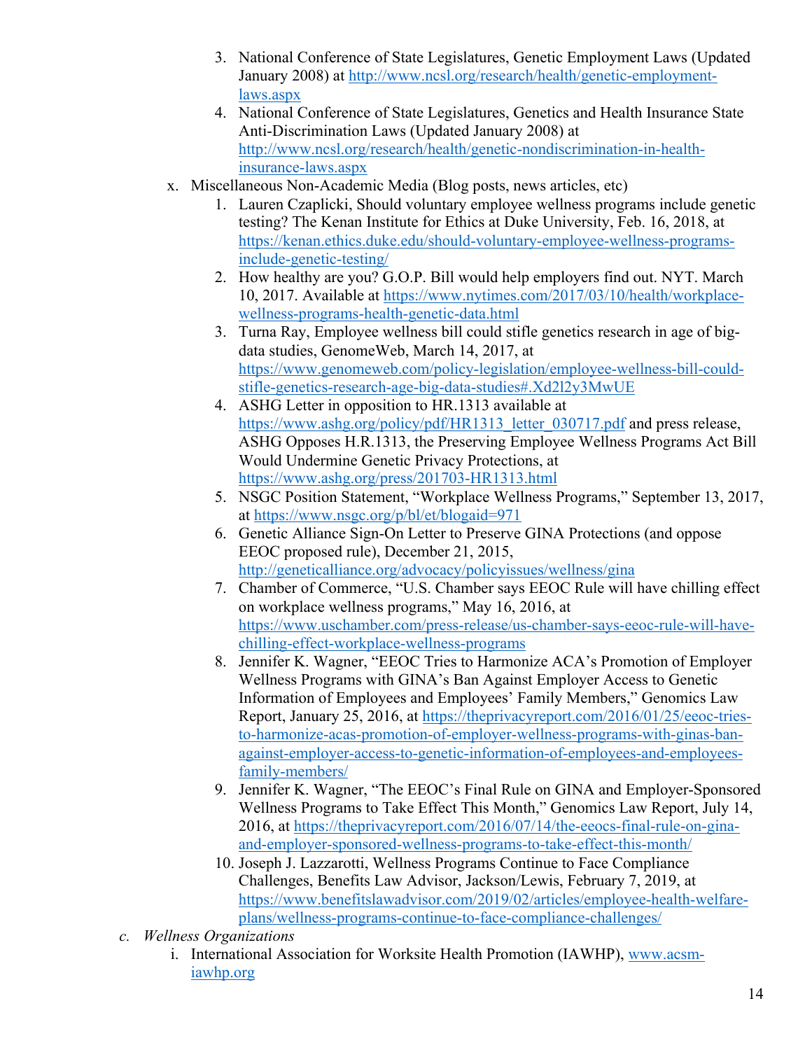3. National Conference of State Legislatures, Genetic Employment Laws (Updated January 2008) at http://www.ncsl.org/research/health/genetic-employment-laws.aspx
4. National Conference of State Legislatures, Genetics and Health Insurance State Anti-Discrimination Laws (Updated January 2008) at http://www.ncsl.org/research/health/genetic-nondiscrimination-in-health-insurance-laws.aspx

x. Miscellaneous Non-Academic Media (Blog posts, news articles, etc)

1. Lauren Czaplicki, Should voluntary employee wellness programs include genetic testing? The Kenan Institute for Ethics at Duke University, Feb. 16, 2018, at https://kenan.ethics.duke.edu/should-voluntary-employee-wellness-programs-include-genetic-testing/
2. How healthy are you? G.O.P. Bill would help employers find out. NYT. March 10, 2017. Available at https://www.nytimes.com/2017/03/10/health/workplace-wellness-programs-health-genetic-data.html
3. Turna Ray, Employee wellness bill could stifle genetics research in age of big-data studies, GenomeWeb, March 14, 2017, at https://www.genomeweb.com/policy-legislation/employee-wellness-bill-could-stifle-genetics-research-age-big-data-studies#.Xd2l2y3MwUE
4. ASHG Letter in opposition to HR.1313 available at https://www.ashg.org/policy/pdf/HR1313_letter_030717.pdf and press release, ASHG Opposes H.R.1313, the Preserving Employee Wellness Programs Act Bill Would Undermine Genetic Privacy Protections, at https://www.ashg.org/press/201703-HR1313.html
5. NSGC Position Statement, "Workplace Wellness Programs," September 13, 2017, at https://www.nsgc.org/p/bl/et/blogaid=971
6. Genetic Alliance Sign-On Letter to Preserve GINA Protections (and oppose EEOC proposed rule), December 21, 2015, http://geneticalliance.org/advocacy/policyissues/wellness/gina
7. Chamber of Commerce, "U.S. Chamber says EEOC Rule will have chilling effect on workplace wellness programs," May 16, 2016, at https://www.uschamber.com/press-release/us-chamber-says-eeoc-rule-will-have-chilling-effect-workplace-wellness-programs
8. Jennifer K. Wagner, "EEOC Tries to Harmonize ACA's Promotion of Employer Wellness Programs with GINA's Ban Against Employer Access to Genetic Information of Employees and Employees' Family Members," Genomics Law Report, January 25, 2016, at https://theprivacyreport.com/2016/01/25/eeoc-tries-to-harmonize-acas-promotion-of-employer-wellness-programs-with-ginas-ban-against-employer-access-to-genetic-information-of-employees-and-employees-family-members/
9. Jennifer K. Wagner, "The EEOC's Final Rule on GINA and Employer-Sponsored Wellness Programs to Take Effect This Month," Genomics Law Report, July 14, 2016, at https://theprivacyreport.com/2016/07/14/the-eeocs-final-rule-on-gina-and-employer-sponsored-wellness-programs-to-take-effect-this-month/
10. Joseph J. Lazzarotti, Wellness Programs Continue to Face Compliance Challenges, Benefits Law Advisor, Jackson/Lewis, February 7, 2019, at https://www.benefitslawadvisor.com/2019/02/articles/employee-health-welfare-plans/wellness-programs-continue-to-face-compliance-challenges/

c. *Wellness Organizations*

i. International Association for Worksite Health Promotion (IAWHP), www.acsm-iawhp.org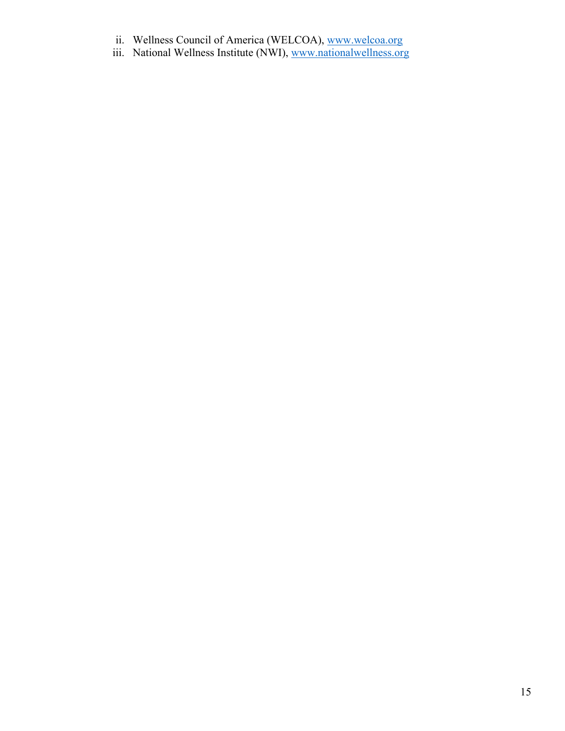ii. Wellness Council of America (WELCOA), [www.welcoa.org](http://www.welcoa.org)

iii. National Wellness Institute (NWI), [www.nationalwellness.org](http://www.nationalwellness.org)